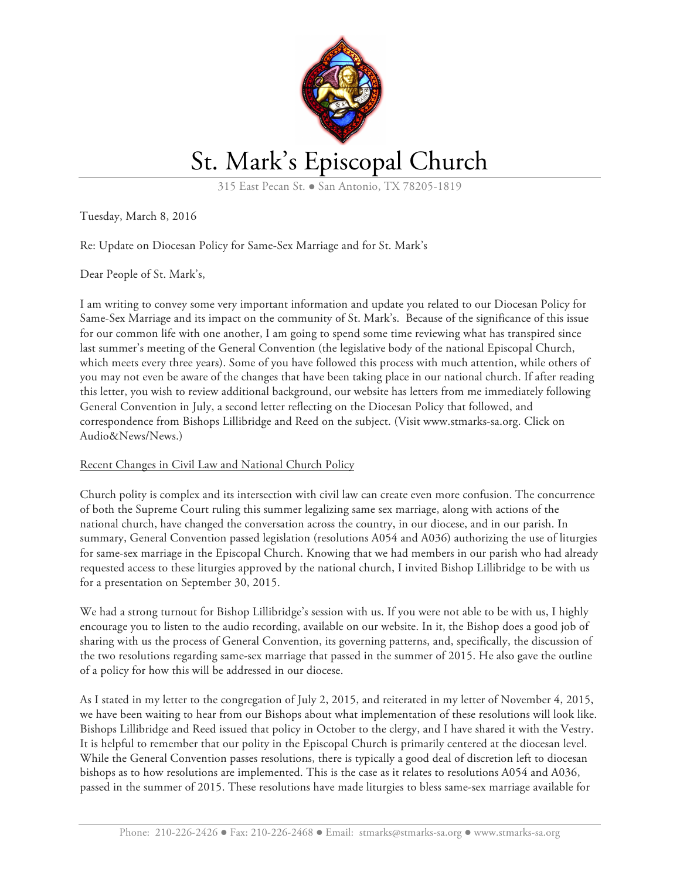# St. Mark's Episcopal Church

315 East Pecan St. ● San Antonio, TX 78205-1819

Tuesday, March 8, 2016

Re: Update on Diocesan Policy for Same-Sex Marriage and for St. Mark's

Dear People of St. Mark's,

I am writing to convey some very important information and update you related to our Diocesan Policy for Same-Sex Marriage and its impact on the community of St. Mark's. Because of the significance of this issue for our common life with one another, I am going to spend some time reviewing what has transpired since last summer's meeting of the General Convention (the legislative body of the national Episcopal Church, which meets every three years). Some of you have followed this process with much attention, while others of you may not even be aware of the changes that have been taking place in our national church. If after reading this letter, you wish to review additional background, our website has letters from me immediately following General Convention in July, a second letter reflecting on the Diocesan Policy that followed, and correspondence from Bishops Lillibridge and Reed on the subject. (Visit www.stmarks-sa.org. Click on Audio&News/News.)

## Recent Changes in Civil Law and National Church Policy

Church polity is complex and its intersection with civil law can create even more confusion. The concurrence of both the Supreme Court ruling this summer legalizing same sex marriage, along with actions of the national church, have changed the conversation across the country, in our diocese, and in our parish. In summary, General Convention passed legislation (resolutions A054 and A036) authorizing the use of liturgies for same-sex marriage in the Episcopal Church. Knowing that we had members in our parish who had already requested access to these liturgies approved by the national church, I invited Bishop Lillibridge to be with us for a presentation on September 30, 2015.

We had a strong turnout for Bishop Lillibridge's session with us. If you were not able to be with us, I highly encourage you to listen to the audio recording, available on our website. In it, the Bishop does a good job of sharing with us the process of General Convention, its governing patterns, and, specifically, the discussion of the two resolutions regarding same-sex marriage that passed in the summer of 2015. He also gave the outline of a policy for how this will be addressed in our diocese.

As I stated in my letter to the congregation of July 2, 2015, and reiterated in my letter of November 4, 2015, we have been waiting to hear from our Bishops about what implementation of these resolutions will look like. Bishops Lillibridge and Reed issued that policy in October to the clergy, and I have shared it with the Vestry. It is helpful to remember that our polity in the Episcopal Church is primarily centered at the diocesan level. While the General Convention passes resolutions, there is typically a good deal of discretion left to diocesan bishops as to how resolutions are implemented. This is the case as it relates to resolutions A054 and A036, passed in the summer of 2015. These resolutions have made liturgies to bless same-sex marriage available for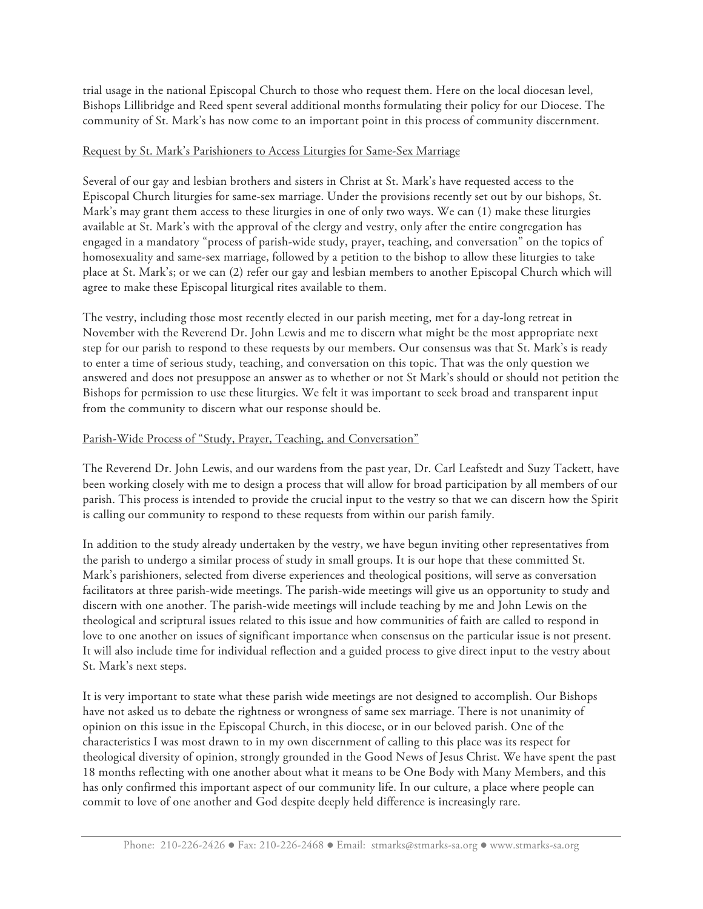trial usage in the national Episcopal Church to those who request them. Here on the local diocesan level, Bishops Lillibridge and Reed spent several additional months formulating their policy for our Diocese. The community of St. Mark's has now come to an important point in this process of community discernment.

<u>Request by St. Mark's Parishioners to Access Liturgies for Same-Sex Marriage</u>

Several of our gay and lesbian brothers and sisters in Christ at St. Mark's have requested access to the Episcopal Church liturgies for same-sex marriage. Under the provisions recently set out by our bishops, St. Mark's may grant them access to these liturgies in one of only two ways. We can (1) make these liturgies available at St. Mark's with the approval of the clergy and vestry, only after the entire congregation has engaged in a mandatory "process of parish-wide study, prayer, teaching, and conversation" on the topics of homosexuality and same-sex marriage, followed by a petition to the bishop to allow these liturgies to take place at St. Mark's; or we can (2) refer our gay and lesbian members to another Episcopal Church which will agree to make these Episcopal liturgical rites available to them.

The vestry, including those most recently elected in our parish meeting, met for a day-long retreat in November with the Reverend Dr. John Lewis and me to discern what might be the most appropriate next step for our parish to respond to these requests by our members. Our consensus was that St. Mark's is ready to enter a time of serious study, teaching, and conversation on this topic. That was the only question we answered and does not presuppose an answer as to whether or not St Mark's should or should not petition the Bishops for permission to use these liturgies. We felt it was important to seek broad and transparent input from the community to discern what our response should be.

<u>Parish-Wide Process of "Study, Prayer, Teaching, and Conversation"</u>

The Reverend Dr. John Lewis, and our wardens from the past year, Dr. Carl Leafstedt and Suzy Tackett, have been working closely with me to design a process that will allow for broad participation by all members of our parish. This process is intended to provide the crucial input to the vestry so that we can discern how the Spirit is calling our community to respond to these requests from within our parish family.

In addition to the study already undertaken by the vestry, we have begun inviting other representatives from the parish to undergo a similar process of study in small groups. It is our hope that these committed St. Mark's parishioners, selected from diverse experiences and theological positions, will serve as conversation facilitators at three parish-wide meetings. The parish-wide meetings will give us an opportunity to study and discern with one another. The parish-wide meetings will include teaching by me and John Lewis on the theological and scriptural issues related to this issue and how communities of faith are called to respond in love to one another on issues of significant importance when consensus on the particular issue is not present. It will also include time for individual reflection and a guided process to give direct input to the vestry about St. Mark's next steps.

It is very important to state what these parish wide meetings are not designed to accomplish. Our Bishops have not asked us to debate the rightness or wrongness of same sex marriage. There is not unanimity of opinion on this issue in the Episcopal Church, in this diocese, or in our beloved parish. One of the characteristics I was most drawn to in my own discernment of calling to this place was its respect for theological diversity of opinion, strongly grounded in the Good News of Jesus Christ. We have spent the past 18 months reflecting with one another about what it means to be One Body with Many Members, and this has only confirmed this important aspect of our community life. In our culture, a place where people can commit to love of one another and God despite deeply held difference is increasingly rare.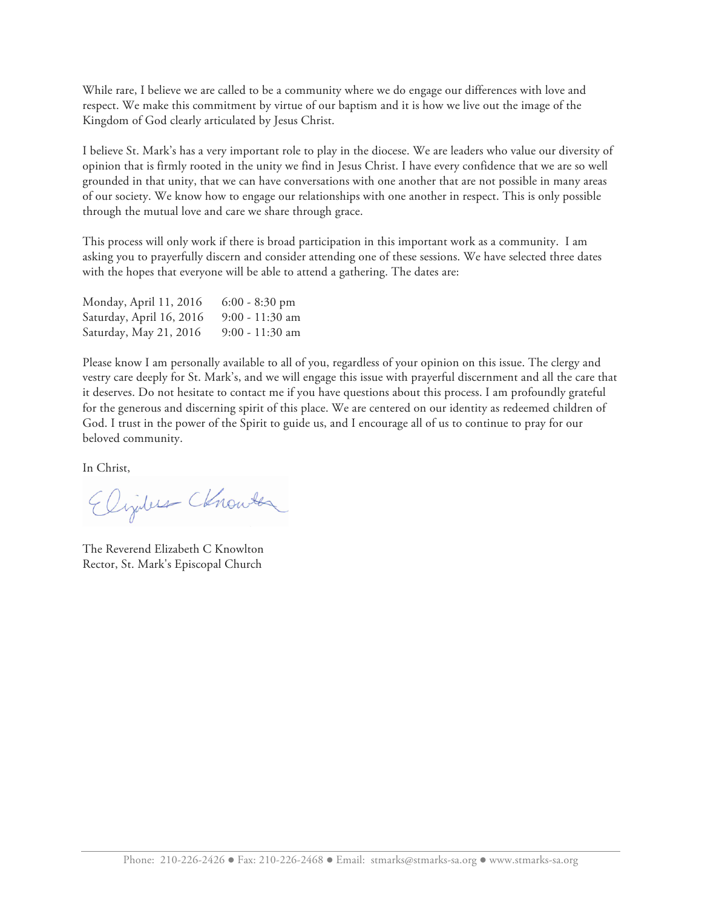While rare, I believe we are called to be a community where we do engage our differences with love and respect. We make this commitment by virtue of our baptism and it is how we live out the image of the Kingdom of God clearly articulated by Jesus Christ.

I believe St. Mark's has a very important role to play in the diocese. We are leaders who value our diversity of opinion that is firmly rooted in the unity we find in Jesus Christ. I have every confidence that we are so well grounded in that unity, that we can have conversations with one another that are not possible in many areas of our society. We know how to engage our relationships with one another in respect. This is only possible through the mutual love and care we share through grace.

This process will only work if there is broad participation in this important work as a community. I am asking you to prayerfully discern and consider attending one of these sessions. We have selected three dates with the hopes that everyone will be able to attend a gathering. The dates are:

| | |
|---|---|
| Monday, April 11, 2016 | 6:00 - 8:30 pm |
| Saturday, April 16, 2016 | 9:00 - 11:30 am |
| Saturday, May 21, 2016 | 9:00 - 11:30 am |

Please know I am personally available to all of you, regardless of your opinion on this issue. The clergy and vestry care deeply for St. Mark's, and we will engage this issue with prayerful discernment and all the care that it deserves. Do not hesitate to contact me if you have questions about this process. I am profoundly grateful for the generous and discerning spirit of this place. We are centered on our identity as redeemed children of God. I trust in the power of the Spirit to guide us, and I encourage all of us to continue to pray for our beloved community.

In Christ,

Elizabeth C Knowlton

The Reverend Elizabeth C Knowlton
Rector, St. Mark's Episcopal Church

Phone: 210-226-2426 ● Fax: 210-226-2468 ● Email: stmarks@stmarks-sa.org ● www.stmarks-sa.org